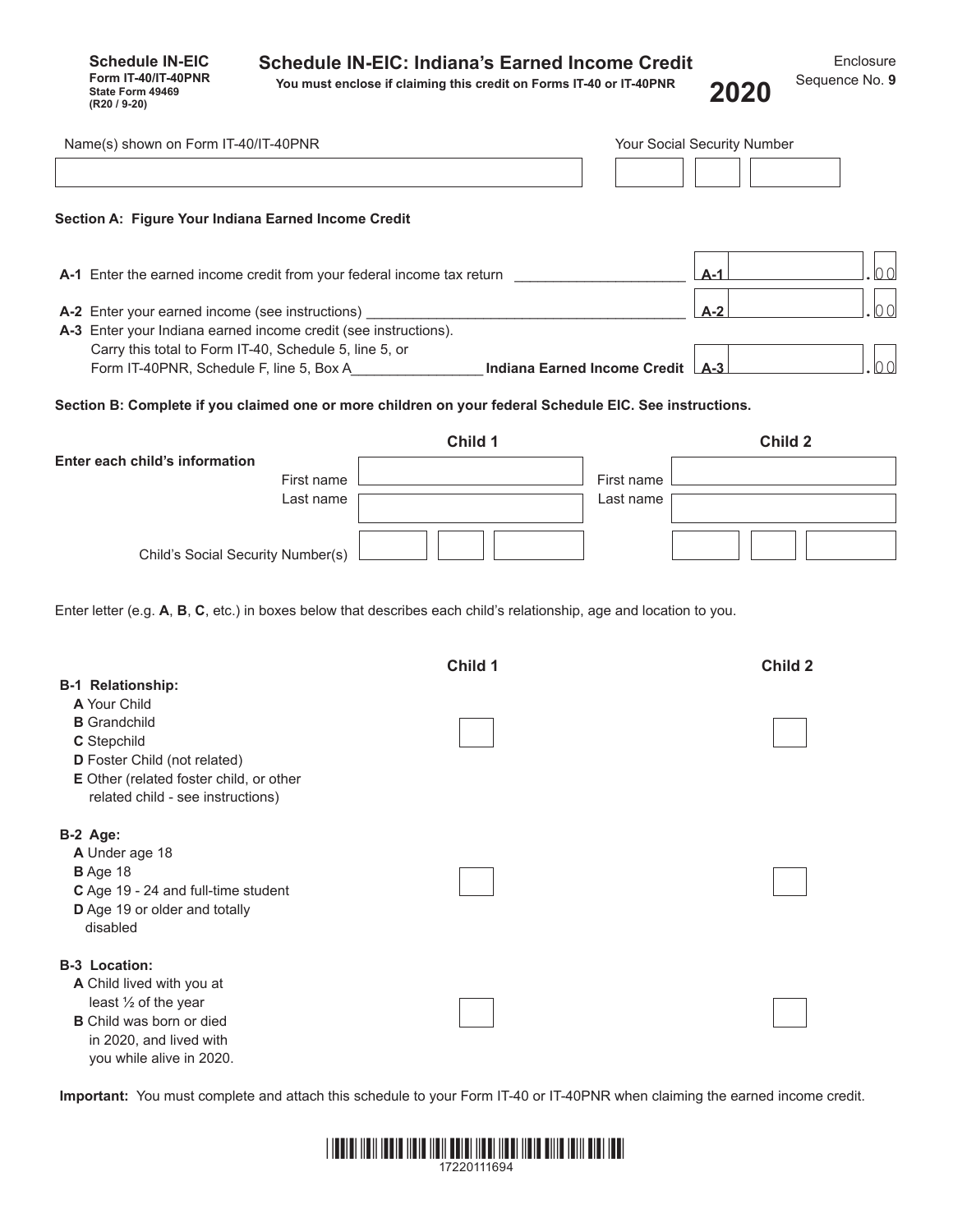**Schedule IN-EIC**
**Form IT-40/IT-40PNR**
**State Form 49469**
**(R20 / 9-20)**

# Schedule IN-EIC: Indiana's Earned Income Credit

**You must enclose if claiming this credit on Forms IT-40 or IT-40PNR**

**2020**

Enclosure Sequence No. **9**

| Name(s) shown on Form IT-40/IT-40PNR | Your Social Security Number |
|---|---|
| | |

**Section A: Figure Your Indiana Earned Income Credit**

| Line | Description | Box | Amount |
|---|---|---|---|
| **A-1** | Enter the earned income credit from your federal income tax return | A-1 | .00 |
| **A-2** | Enter your earned income (see instructions) | A-2 | .00 |
| **A-3** | Enter your Indiana earned income credit (see instructions). Carry this total to Form IT-40, Schedule 5, line 5, or Form IT-40PNR, Schedule F, line 5, Box A **Indiana Earned Income Credit** | A-3 | .00 |

**Section B: Complete if you claimed one or more children on your federal Schedule EIC. See instructions.**

| Enter each child's information | Child 1 | Child 2 |
|---|---|---|
| First name | | |
| Last name | | |
| Child's Social Security Number(s) | | |

Enter letter (e.g. **A**, **B**, **C**, etc.) in boxes below that describes each child's relationship, age and location to you.

| | Child 1 | Child 2 |
|---|---|---|
| **B-1 Relationship:**<br>**A** Your Child<br>**B** Grandchild<br>**C** Stepchild<br>**D** Foster Child (not related)<br>**E** Other (related foster child, or other related child - see instructions) | | |
| **B-2 Age:**<br>**A** Under age 18<br>**B** Age 18<br>**C** Age 19 - 24 and full-time student<br>**D** Age 19 or older and totally disabled | | |
| **B-3 Location:**<br>**A** Child lived with you at least ½ of the year<br>**B** Child was born or died in 2020, and lived with you while alive in 2020. | | |

**Important:** You must complete and attach this schedule to your Form IT-40 or IT-40PNR when claiming the earned income credit.

17220111694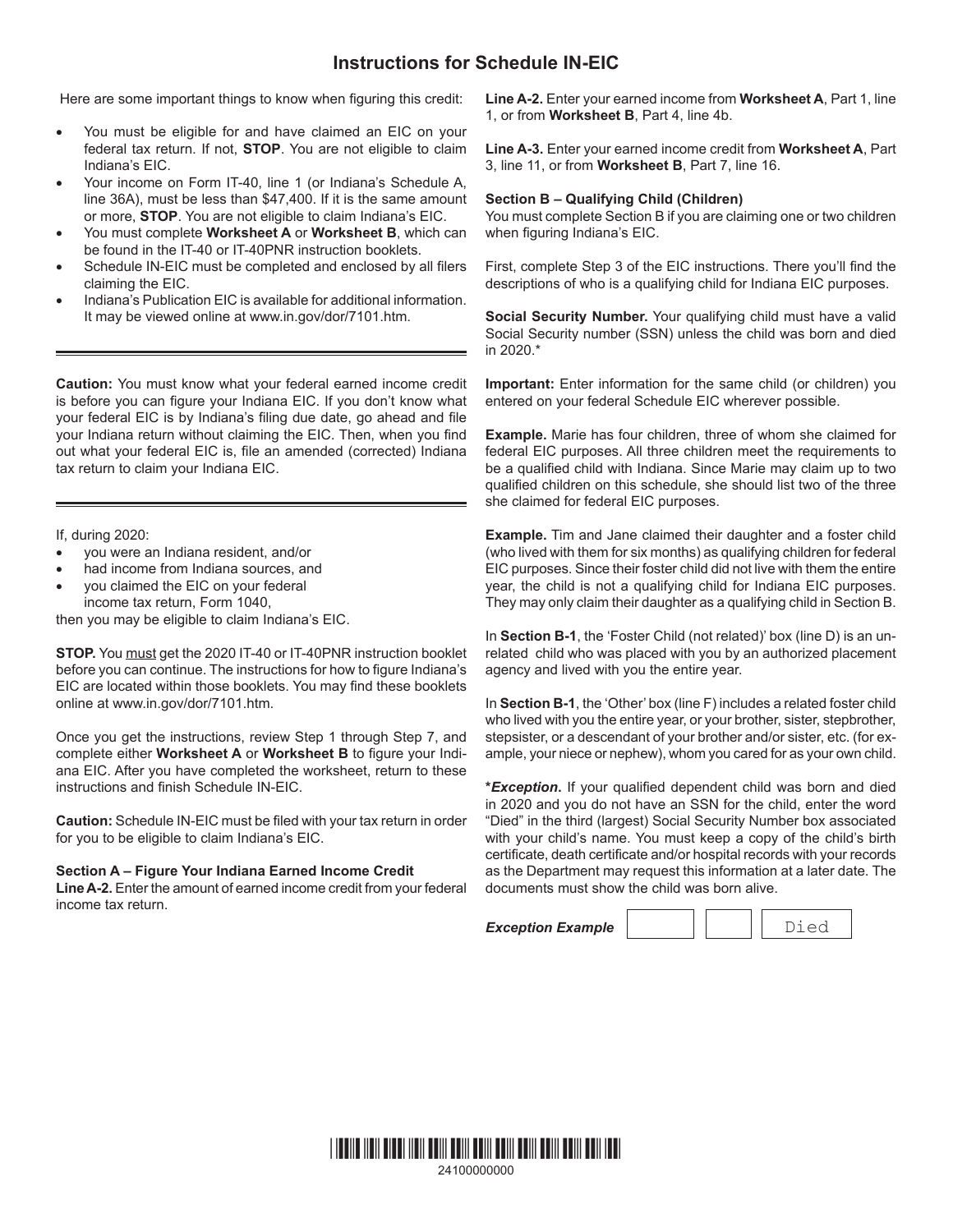# Instructions for Schedule IN-EIC

Here are some important things to know when figuring this credit:

- You must be eligible for and have claimed an EIC on your federal tax return. If not, **STOP**. You are not eligible to claim Indiana's EIC.
- Your income on Form IT-40, line 1 (or Indiana's Schedule A, line 36A), must be less than $47,400. If it is the same amount or more, **STOP**. You are not eligible to claim Indiana's EIC.
- You must complete **Worksheet A** or **Worksheet B**, which can be found in the IT-40 or IT-40PNR instruction booklets.
- Schedule IN-EIC must be completed and enclosed by all filers claiming the EIC.
- Indiana's Publication EIC is available for additional information. It may be viewed online at www.in.gov/dor/7101.htm.

---

**Caution:** You must know what your federal earned income credit is before you can figure your Indiana EIC. If you don't know what your federal EIC is by Indiana's filing due date, go ahead and file your Indiana return without claiming the EIC. Then, when you find out what your federal EIC is, file an amended (corrected) Indiana tax return to claim your Indiana EIC.

---

If, during 2020:

- you were an Indiana resident, and/or
- had income from Indiana sources, and
- you claimed the EIC on your federal income tax return, Form 1040,

then you may be eligible to claim Indiana's EIC.

**STOP.** You must get the 2020 IT-40 or IT-40PNR instruction booklet before you can continue. The instructions for how to figure Indiana's EIC are located within those booklets. You may find these booklets online at www.in.gov/dor/7101.htm.

Once you get the instructions, review Step 1 through Step 7, and complete either **Worksheet A** or **Worksheet B** to figure your Indiana EIC. After you have completed the worksheet, return to these instructions and finish Schedule IN-EIC.

**Caution:** Schedule IN-EIC must be filed with your tax return in order for you to be eligible to claim Indiana's EIC.

### Section A – Figure Your Indiana Earned Income Credit

**Line A-2.** Enter the amount of earned income credit from your federal income tax return.

**Line A-2.** Enter your earned income from **Worksheet A**, Part 1, line 1, or from **Worksheet B**, Part 4, line 4b.

**Line A-3.** Enter your earned income credit from **Worksheet A**, Part 3, line 11, or from **Worksheet B**, Part 7, line 16.

### Section B – Qualifying Child (Children)

You must complete Section B if you are claiming one or two children when figuring Indiana's EIC.

First, complete Step 3 of the EIC instructions. There you'll find the descriptions of who is a qualifying child for Indiana EIC purposes.

**Social Security Number.** Your qualifying child must have a valid Social Security number (SSN) unless the child was born and died in 2020.*

**Important:** Enter information for the same child (or children) you entered on your federal Schedule EIC wherever possible.

**Example.** Marie has four children, three of whom she claimed for federal EIC purposes. All three children meet the requirements to be a qualified child with Indiana. Since Marie may claim up to two qualified children on this schedule, she should list two of the three she claimed for federal EIC purposes.

**Example.** Tim and Jane claimed their daughter and a foster child (who lived with them for six months) as qualifying children for federal EIC purposes. Since their foster child did not live with them the entire year, the child is not a qualifying child for Indiana EIC purposes. They may only claim their daughter as a qualifying child in Section B.

In **Section B-1**, the 'Foster Child (not related)' box (line D) is an unrelated child who was placed with you by an authorized placement agency and lived with you the entire year.

In **Section B-1**, the 'Other' box (line F) includes a related foster child who lived with you the entire year, or your brother, sister, stepbrother, stepsister, or a descendant of your brother and/or sister, etc. (for example, your niece or nephew), whom you cared for as your own child.

***Exception*.** If your qualified dependent child was born and died in 2020 and you do not have an SSN for the child, enter the word "Died" in the third (largest) Social Security Number box associated with your child's name. You must keep a copy of the child's birth certificate, death certificate and/or hospital records with your records as the Department may request this information at a later date. The documents must show the child was born alive.

***Exception Example*** | | | Died |

24100000000